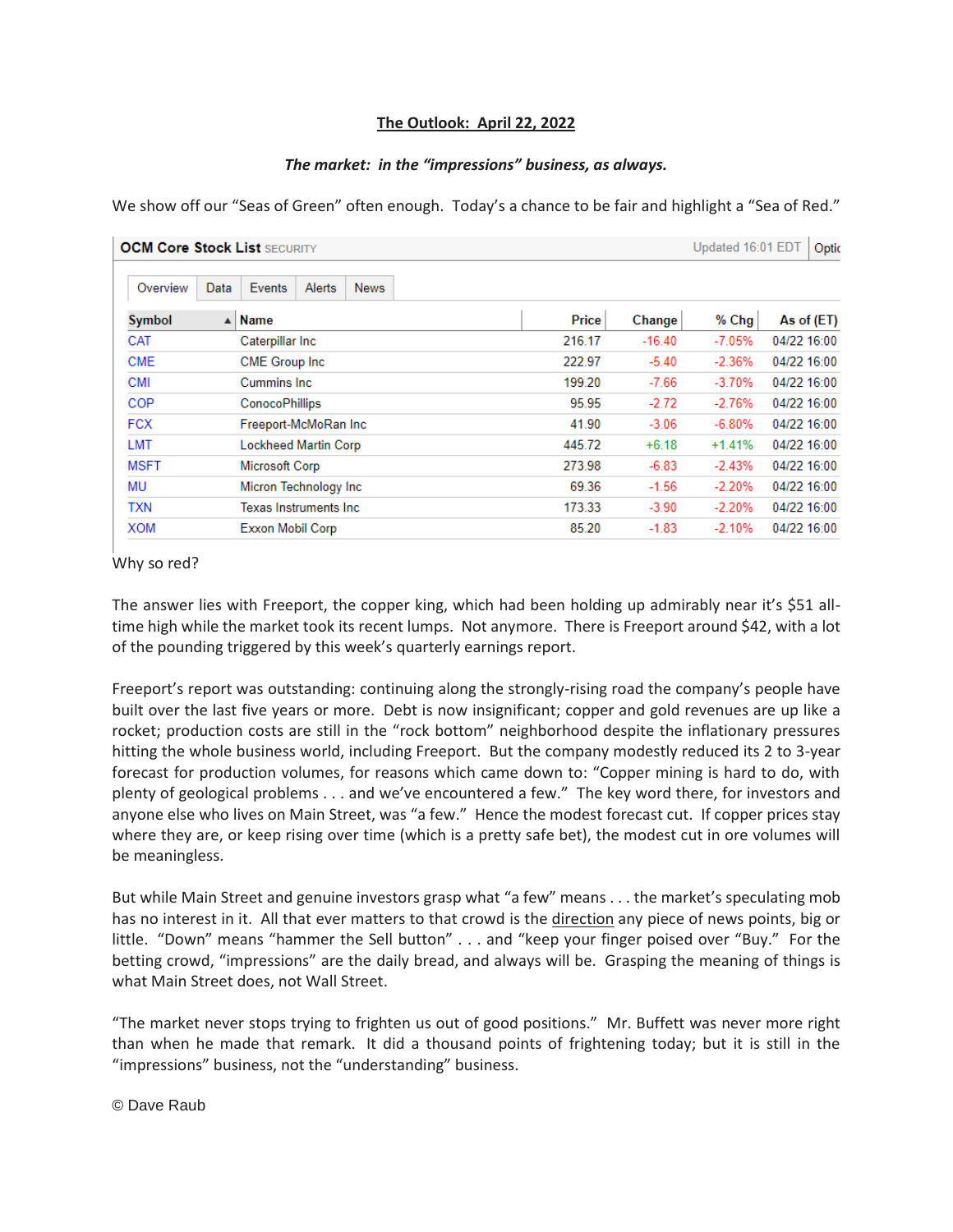**The Outlook: April 22, 2022**

***The market: in the "impressions" business, as always.***

We show off our "Seas of Green" often enough. Today's a chance to be fair and highlight a "Sea of Red."

OCM Core Stock List SECURITY — Updated 16:01 EDT

Overview | Data | Events | Alerts | News

| Symbol | Name | Price | Change | % Chg | As of (ET) |
|---|---|---|---|---|---|
| CAT | Caterpillar Inc | 216.17 | -16.40 | -7.05% | 04/22 16:00 |
| CME | CME Group Inc | 222.97 | -5.40 | -2.36% | 04/22 16:00 |
| CMI | Cummins Inc | 199.20 | -7.66 | -3.70% | 04/22 16:00 |
| COP | ConocoPhillips | 95.95 | -2.72 | -2.76% | 04/22 16:00 |
| FCX | Freeport-McMoRan Inc | 41.90 | -3.06 | -6.80% | 04/22 16:00 |
| LMT | Lockheed Martin Corp | 445.72 | +6.18 | +1.41% | 04/22 16:00 |
| MSFT | Microsoft Corp | 273.98 | -6.83 | -2.43% | 04/22 16:00 |
| MU | Micron Technology Inc | 69.36 | -1.56 | -2.20% | 04/22 16:00 |
| TXN | Texas Instruments Inc | 173.33 | -3.90 | -2.20% | 04/22 16:00 |
| XOM | Exxon Mobil Corp | 85.20 | -1.83 | -2.10% | 04/22 16:00 |

Why so red?

The answer lies with Freeport, the copper king, which had been holding up admirably near it's $51 all-time high while the market took its recent lumps. Not anymore. There is Freeport around $42, with a lot of the pounding triggered by this week's quarterly earnings report.

Freeport's report was outstanding: continuing along the strongly-rising road the company's people have built over the last five years or more. Debt is now insignificant; copper and gold revenues are up like a rocket; production costs are still in the "rock bottom" neighborhood despite the inflationary pressures hitting the whole business world, including Freeport. But the company modestly reduced its 2 to 3-year forecast for production volumes, for reasons which came down to: "Copper mining is hard to do, with plenty of geological problems . . . and we've encountered a few." The key word there, for investors and anyone else who lives on Main Street, was "a few." Hence the modest forecast cut. If copper prices stay where they are, or keep rising over time (which is a pretty safe bet), the modest cut in ore volumes will be meaningless.

But while Main Street and genuine investors grasp what "a few" means . . . the market's speculating mob has no interest in it. All that ever matters to that crowd is the <u>direction</u> any piece of news points, big or little. "Down" means "hammer the Sell button" . . . and "keep your finger poised over "Buy." For the betting crowd, "impressions" are the daily bread, and always will be. Grasping the meaning of things is what Main Street does, not Wall Street.

"The market never stops trying to frighten us out of good positions." Mr. Buffett was never more right than when he made that remark. It did a thousand points of frightening today; but it is still in the "impressions" business, not the "understanding" business.

© Dave Raub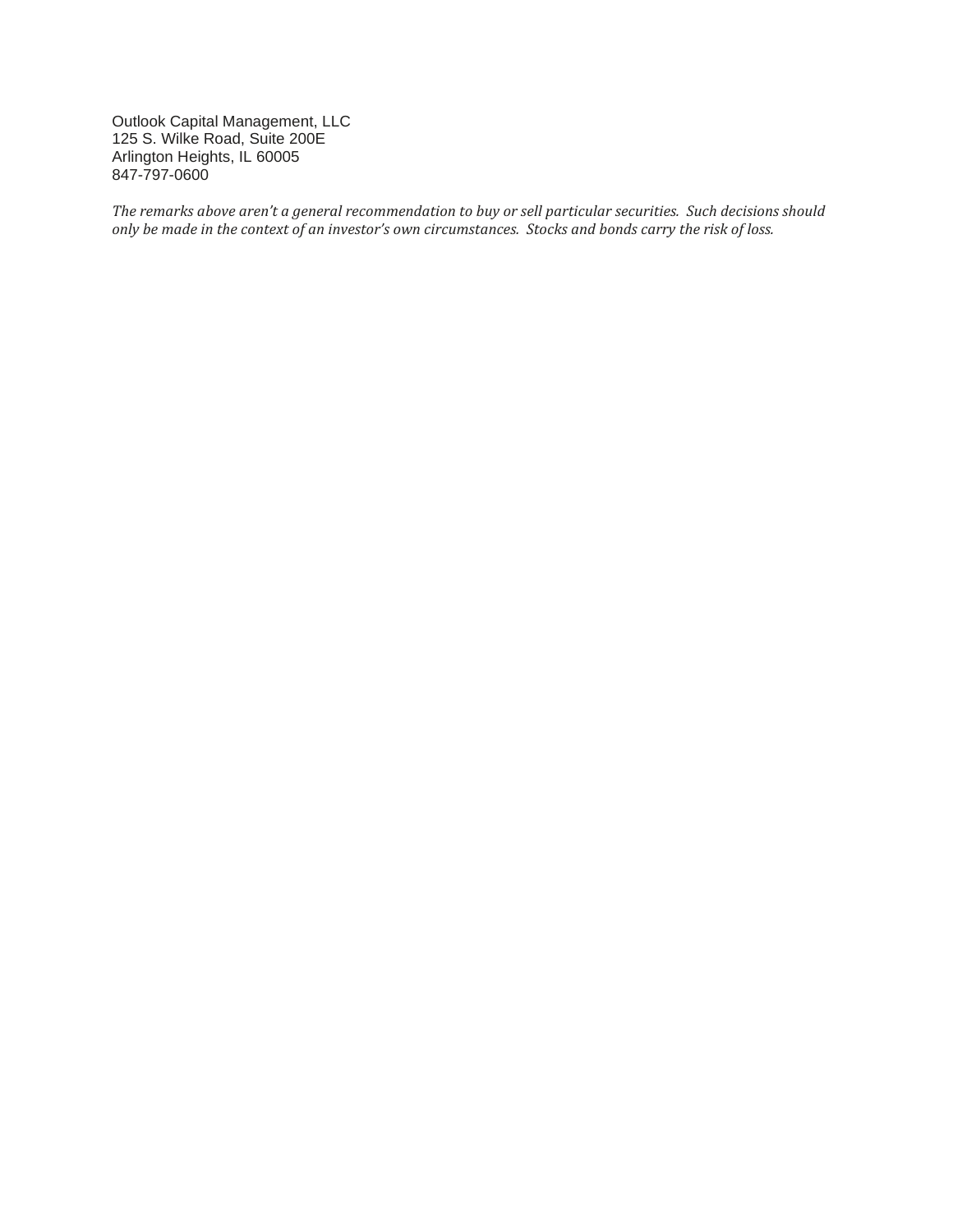Outlook Capital Management, LLC
125 S. Wilke Road, Suite 200E
Arlington Heights, IL 60005
847-797-0600

*The remarks above aren't a general recommendation to buy or sell particular securities. Such decisions should only be made in the context of an investor's own circumstances. Stocks and bonds carry the risk of loss.*